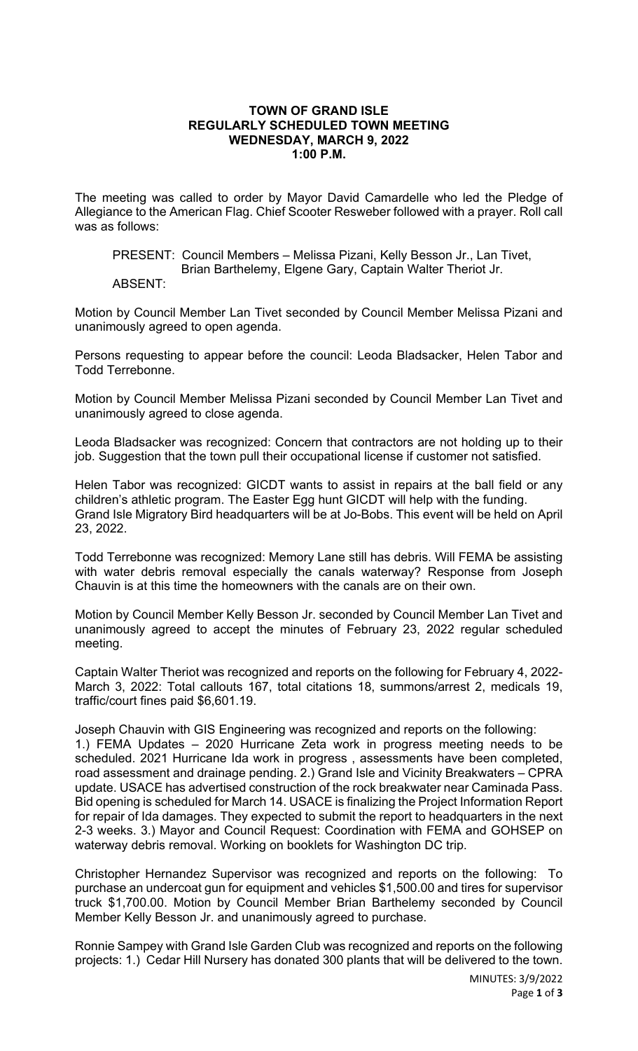# TOWN OF GRAND ISLE
## REGULARLY SCHEDULED TOWN MEETING
## WEDNESDAY, MARCH 9, 2022
## 1:00 P.M.

The meeting was called to order by Mayor David Camardelle who led the Pledge of Allegiance to the American Flag. Chief Scooter Resweber followed with a prayer. Roll call was as follows:

PRESENT: Council Members – Melissa Pizani, Kelly Besson Jr., Lan Tivet, Brian Barthelemy, Elgene Gary, Captain Walter Theriot Jr.
ABSENT:

Motion by Council Member Lan Tivet seconded by Council Member Melissa Pizani and unanimously agreed to open agenda.

Persons requesting to appear before the council: Leoda Bladsacker, Helen Tabor and Todd Terrebonne.

Motion by Council Member Melissa Pizani seconded by Council Member Lan Tivet and unanimously agreed to close agenda.

Leoda Bladsacker was recognized: Concern that contractors are not holding up to their job. Suggestion that the town pull their occupational license if customer not satisfied.

Helen Tabor was recognized: GICDT wants to assist in repairs at the ball field or any children's athletic program. The Easter Egg hunt GICDT will help with the funding. Grand Isle Migratory Bird headquarters will be at Jo-Bobs. This event will be held on April 23, 2022.

Todd Terrebonne was recognized: Memory Lane still has debris. Will FEMA be assisting with water debris removal especially the canals waterway? Response from Joseph Chauvin is at this time the homeowners with the canals are on their own.

Motion by Council Member Kelly Besson Jr. seconded by Council Member Lan Tivet and unanimously agreed to accept the minutes of February 23, 2022 regular scheduled meeting.

Captain Walter Theriot was recognized and reports on the following for February 4, 2022-March 3, 2022: Total callouts 167, total citations 18, summons/arrest 2, medicals 19, traffic/court fines paid $6,601.19.

Joseph Chauvin with GIS Engineering was recognized and reports on the following:
1.) FEMA Updates – 2020 Hurricane Zeta work in progress meeting needs to be scheduled. 2021 Hurricane Ida work in progress , assessments have been completed, road assessment and drainage pending. 2.) Grand Isle and Vicinity Breakwaters – CPRA update. USACE has advertised construction of the rock breakwater near Caminada Pass. Bid opening is scheduled for March 14. USACE is finalizing the Project Information Report for repair of Ida damages. They expected to submit the report to headquarters in the next 2-3 weeks. 3.) Mayor and Council Request: Coordination with FEMA and GOHSEP on waterway debris removal. Working on booklets for Washington DC trip.

Christopher Hernandez Supervisor was recognized and reports on the following: To purchase an undercoat gun for equipment and vehicles $1,500.00 and tires for supervisor truck $1,700.00. Motion by Council Member Brian Barthelemy seconded by Council Member Kelly Besson Jr. and unanimously agreed to purchase.

Ronnie Sampey with Grand Isle Garden Club was recognized and reports on the following projects: 1.) Cedar Hill Nursery has donated 300 plants that will be delivered to the town.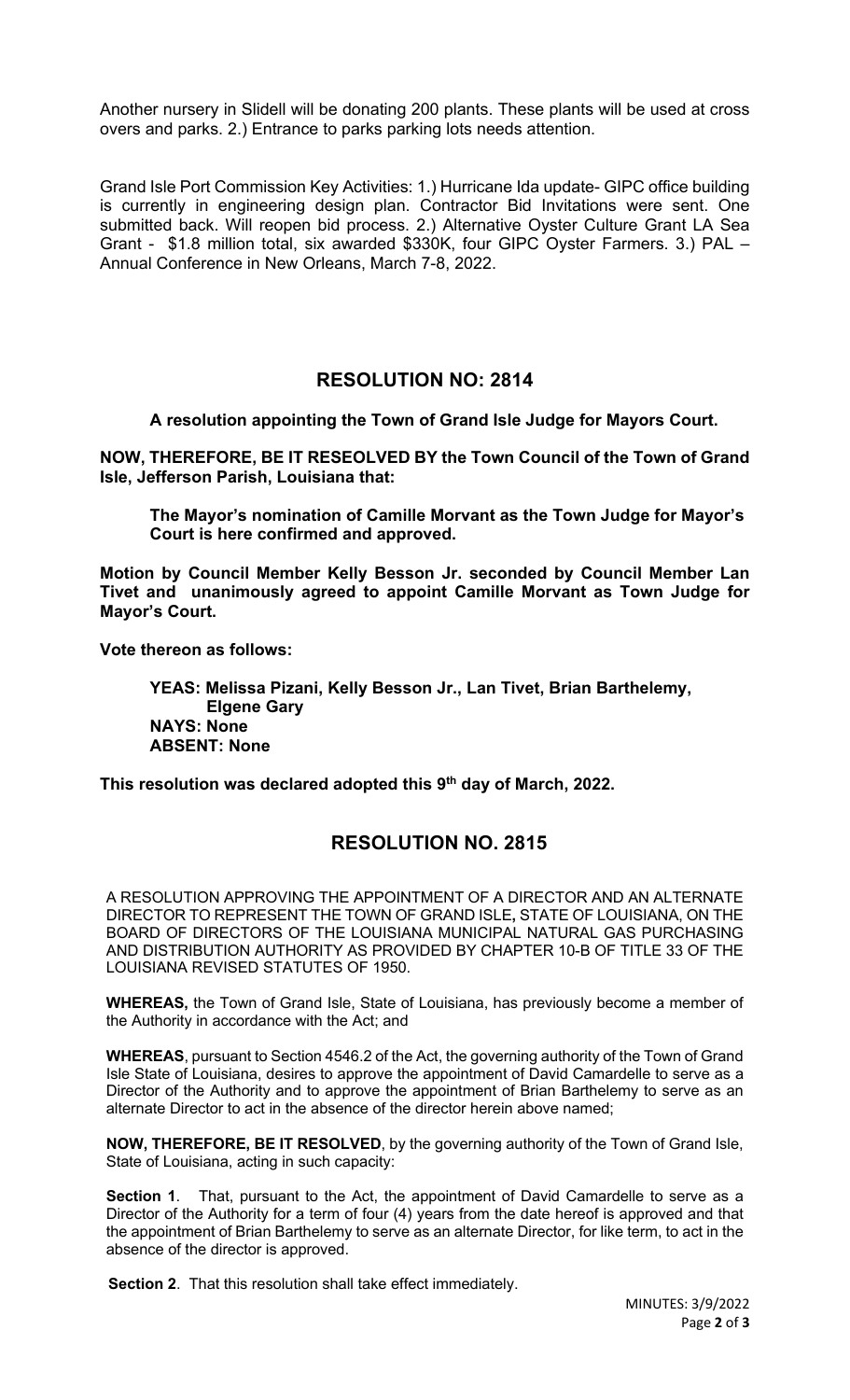Another nursery in Slidell will be donating 200 plants. These plants will be used at cross overs and parks. 2.) Entrance to parks parking lots needs attention.

Grand Isle Port Commission Key Activities: 1.) Hurricane Ida update- GIPC office building is currently in engineering design plan. Contractor Bid Invitations were sent. One submitted back. Will reopen bid process. 2.) Alternative Oyster Culture Grant LA Sea Grant - $1.8 million total, six awarded $330K, four GIPC Oyster Farmers. 3.) PAL – Annual Conference in New Orleans, March 7-8, 2022.

## RESOLUTION NO: 2814

**A resolution appointing the Town of Grand Isle Judge for Mayors Court.**

**NOW, THEREFORE, BE IT RESEOLVED BY the Town Council of the Town of Grand Isle, Jefferson Parish, Louisiana that:**

> **The Mayor's nomination of Camille Morvant as the Town Judge for Mayor's Court is here confirmed and approved.**

**Motion by Council Member Kelly Besson Jr. seconded by Council Member Lan Tivet and unanimously agreed to appoint Camille Morvant as Town Judge for Mayor's Court.**

**Vote thereon as follows:**

> **YEAS: Melissa Pizani, Kelly Besson Jr., Lan Tivet, Brian Barthelemy, Elgene Gary**
> **NAYS: None**
> **ABSENT: None**

**This resolution was declared adopted this 9th day of March, 2022.**

## RESOLUTION NO. 2815

A RESOLUTION APPROVING THE APPOINTMENT OF A DIRECTOR AND AN ALTERNATE DIRECTOR TO REPRESENT THE TOWN OF GRAND ISLE**,** STATE OF LOUISIANA, ON THE BOARD OF DIRECTORS OF THE LOUISIANA MUNICIPAL NATURAL GAS PURCHASING AND DISTRIBUTION AUTHORITY AS PROVIDED BY CHAPTER 10-B OF TITLE 33 OF THE LOUISIANA REVISED STATUTES OF 1950.

**WHEREAS,** the Town of Grand Isle, State of Louisiana, has previously become a member of the Authority in accordance with the Act; and

**WHEREAS**, pursuant to Section 4546.2 of the Act, the governing authority of the Town of Grand Isle State of Louisiana, desires to approve the appointment of David Camardelle to serve as a Director of the Authority and to approve the appointment of Brian Barthelemy to serve as an alternate Director to act in the absence of the director herein above named;

**NOW, THEREFORE, BE IT RESOLVED**, by the governing authority of the Town of Grand Isle, State of Louisiana, acting in such capacity:

**Section 1**. That, pursuant to the Act, the appointment of David Camardelle to serve as a Director of the Authority for a term of four (4) years from the date hereof is approved and that the appointment of Brian Barthelemy to serve as an alternate Director, for like term, to act in the absence of the director is approved.

**Section 2**. That this resolution shall take effect immediately.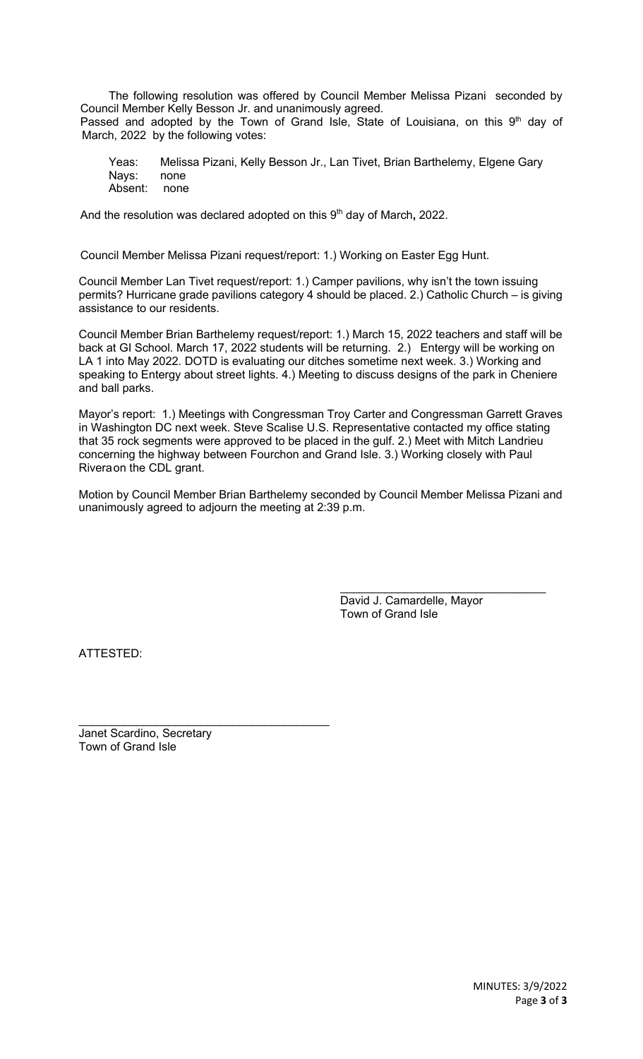The following resolution was offered by Council Member Melissa Pizani seconded by Council Member Kelly Besson Jr. and unanimously agreed.
Passed and adopted by the Town of Grand Isle, State of Louisiana, on this 9th day of March, 2022 by the following votes:

Yeas: Melissa Pizani, Kelly Besson Jr., Lan Tivet, Brian Barthelemy, Elgene Gary
Nays: none
Absent: none

And the resolution was declared adopted on this 9th day of March**,** 2022.

Council Member Melissa Pizani request/report: 1.) Working on Easter Egg Hunt.

Council Member Lan Tivet request/report: 1.) Camper pavilions, why isn't the town issuing permits? Hurricane grade pavilions category 4 should be placed. 2.) Catholic Church – is giving assistance to our residents.

Council Member Brian Barthelemy request/report: 1.) March 15, 2022 teachers and staff will be back at GI School. March 17, 2022 students will be returning. 2.) Entergy will be working on LA 1 into May 2022. DOTD is evaluating our ditches sometime next week. 3.) Working and speaking to Entergy about street lights. 4.) Meeting to discuss designs of the park in Cheniere and ball parks.

Mayor's report: 1.) Meetings with Congressman Troy Carter and Congressman Garrett Graves in Washington DC next week. Steve Scalise U.S. Representative contacted my office stating that 35 rock segments were approved to be placed in the gulf. 2.) Meet with Mitch Landrieu concerning the highway between Fourchon and Grand Isle. 3.) Working closely with Paul Riveraon the CDL grant.

Motion by Council Member Brian Barthelemy seconded by Council Member Melissa Pizani and unanimously agreed to adjourn the meeting at 2:39 p.m.

\_\_\_\_\_\_\_\_\_\_\_\_\_\_\_\_\_\_\_\_\_\_\_\_\_\_\_\_\_\_\_\_
David J. Camardelle, Mayor
Town of Grand Isle

ATTESTED:

\_\_\_\_\_\_\_\_\_\_\_\_\_\_\_\_\_\_\_\_\_\_\_\_\_\_\_\_\_\_\_\_
Janet Scardino, Secretary
Town of Grand Isle

MINUTES: 3/9/2022